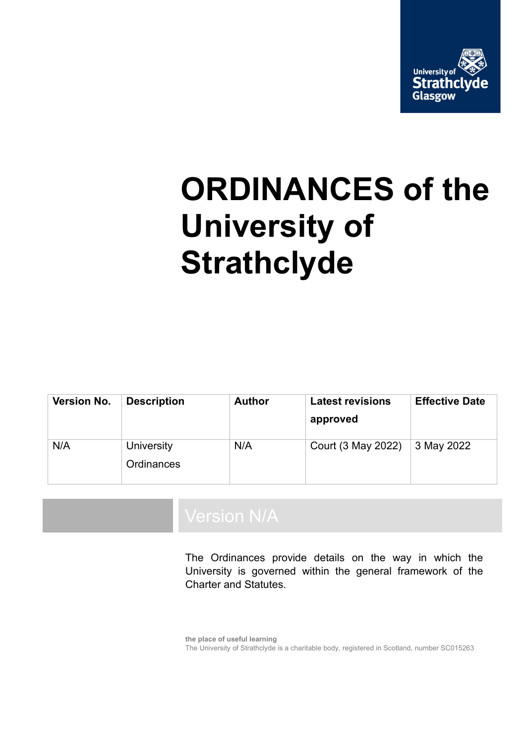University of Strathclyde Glasgow

# ORDINANCES of the University of Strathclyde

| Version No. | Description | Author | Latest revisions approved | Effective Date |
|---|---|---|---|---|
| N/A | University Ordinances | N/A | Court (3 May 2022) | 3 May 2022 |

Version N/A

The Ordinances provide details on the way in which the University is governed within the general framework of the Charter and Statutes.

**the place of useful learning**
The University of Strathclyde is a charitable body, registered in Scotland, number SC015263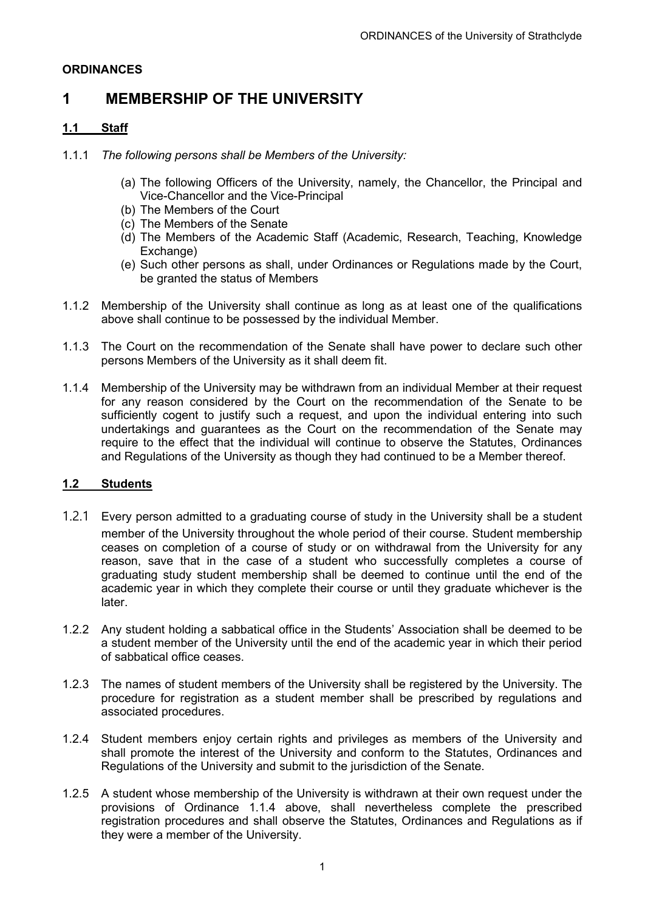**ORDINANCES**

# 1 MEMBERSHIP OF THE UNIVERSITY

## 1.1 Staff

1.1.1 *The following persons shall be Members of the University:*

- (a) The following Officers of the University, namely, the Chancellor, the Principal and Vice-Chancellor and the Vice-Principal
- (b) The Members of the Court
- (c) The Members of the Senate
- (d) The Members of the Academic Staff (Academic, Research, Teaching, Knowledge Exchange)
- (e) Such other persons as shall, under Ordinances or Regulations made by the Court, be granted the status of Members

1.1.2 Membership of the University shall continue as long as at least one of the qualifications above shall continue to be possessed by the individual Member.

1.1.3 The Court on the recommendation of the Senate shall have power to declare such other persons Members of the University as it shall deem fit.

1.1.4 Membership of the University may be withdrawn from an individual Member at their request for any reason considered by the Court on the recommendation of the Senate to be sufficiently cogent to justify such a request, and upon the individual entering into such undertakings and guarantees as the Court on the recommendation of the Senate may require to the effect that the individual will continue to observe the Statutes, Ordinances and Regulations of the University as though they had continued to be a Member thereof.

## 1.2 Students

1.2.1 Every person admitted to a graduating course of study in the University shall be a student member of the University throughout the whole period of their course. Student membership ceases on completion of a course of study or on withdrawal from the University for any reason, save that in the case of a student who successfully completes a course of graduating study student membership shall be deemed to continue until the end of the academic year in which they complete their course or until they graduate whichever is the later.

1.2.2 Any student holding a sabbatical office in the Students' Association shall be deemed to be a student member of the University until the end of the academic year in which their period of sabbatical office ceases.

1.2.3 The names of student members of the University shall be registered by the University. The procedure for registration as a student member shall be prescribed by regulations and associated procedures.

1.2.4 Student members enjoy certain rights and privileges as members of the University and shall promote the interest of the University and conform to the Statutes, Ordinances and Regulations of the University and submit to the jurisdiction of the Senate.

1.2.5 A student whose membership of the University is withdrawn at their own request under the provisions of Ordinance 1.1.4 above, shall nevertheless complete the prescribed registration procedures and shall observe the Statutes, Ordinances and Regulations as if they were a member of the University.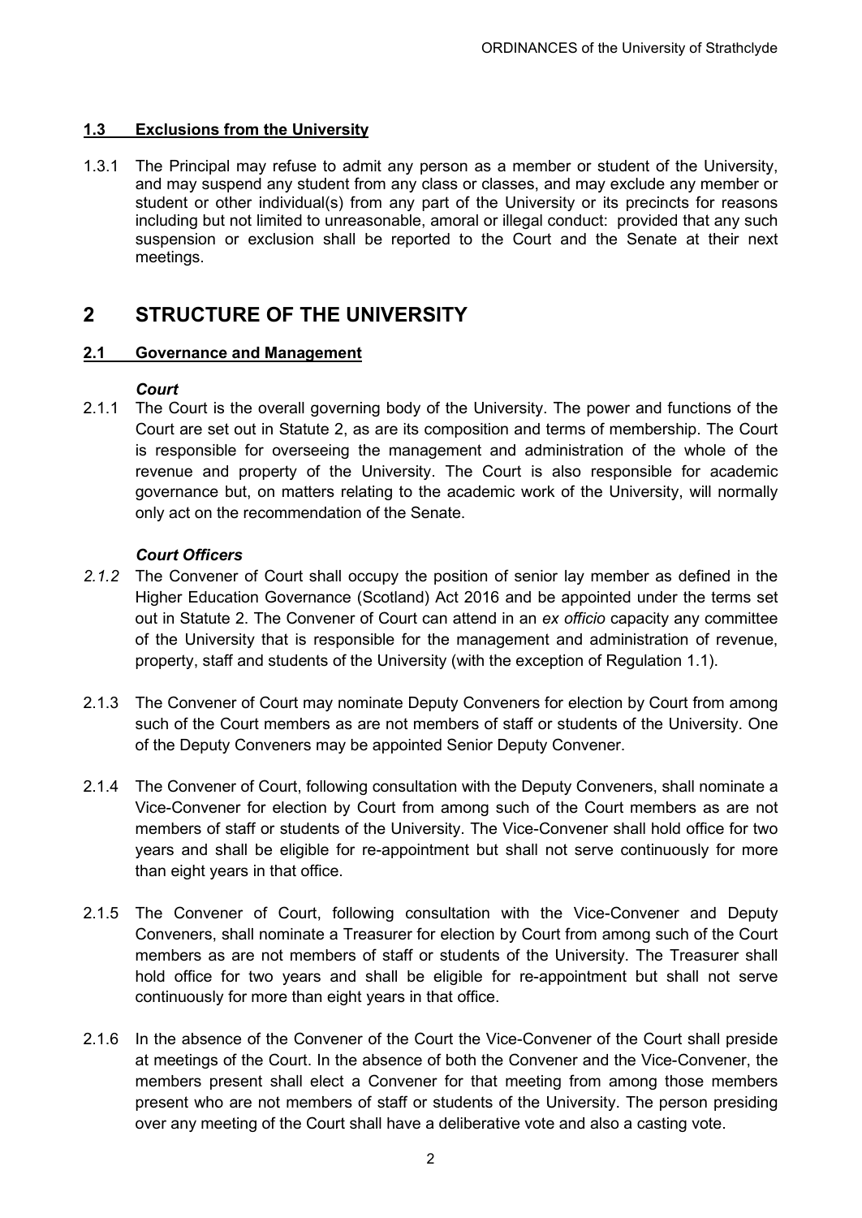### 1.3 Exclusions from the University

1.3.1 The Principal may refuse to admit any person as a member or student of the University, and may suspend any student from any class or classes, and may exclude any member or student or other individual(s) from any part of the University or its precincts for reasons including but not limited to unreasonable, amoral or illegal conduct: provided that any such suspension or exclusion shall be reported to the Court and the Senate at their next meetings.

## 2 STRUCTURE OF THE UNIVERSITY

### 2.1 Governance and Management

***Court***

2.1.1 The Court is the overall governing body of the University. The power and functions of the Court are set out in Statute 2, as are its composition and terms of membership. The Court is responsible for overseeing the management and administration of the whole of the revenue and property of the University. The Court is also responsible for academic governance but, on matters relating to the academic work of the University, will normally only act on the recommendation of the Senate.

***Court Officers***

*2.1.2* The Convener of Court shall occupy the position of senior lay member as defined in the Higher Education Governance (Scotland) Act 2016 and be appointed under the terms set out in Statute 2. The Convener of Court can attend in an *ex officio* capacity any committee of the University that is responsible for the management and administration of revenue, property, staff and students of the University (with the exception of Regulation 1.1).

2.1.3 The Convener of Court may nominate Deputy Conveners for election by Court from among such of the Court members as are not members of staff or students of the University. One of the Deputy Conveners may be appointed Senior Deputy Convener.

2.1.4 The Convener of Court, following consultation with the Deputy Conveners, shall nominate a Vice-Convener for election by Court from among such of the Court members as are not members of staff or students of the University. The Vice-Convener shall hold office for two years and shall be eligible for re-appointment but shall not serve continuously for more than eight years in that office.

2.1.5 The Convener of Court, following consultation with the Vice-Convener and Deputy Conveners, shall nominate a Treasurer for election by Court from among such of the Court members as are not members of staff or students of the University. The Treasurer shall hold office for two years and shall be eligible for re-appointment but shall not serve continuously for more than eight years in that office.

2.1.6 In the absence of the Convener of the Court the Vice-Convener of the Court shall preside at meetings of the Court. In the absence of both the Convener and the Vice-Convener, the members present shall elect a Convener for that meeting from among those members present who are not members of staff or students of the University. The person presiding over any meeting of the Court shall have a deliberative vote and also a casting vote.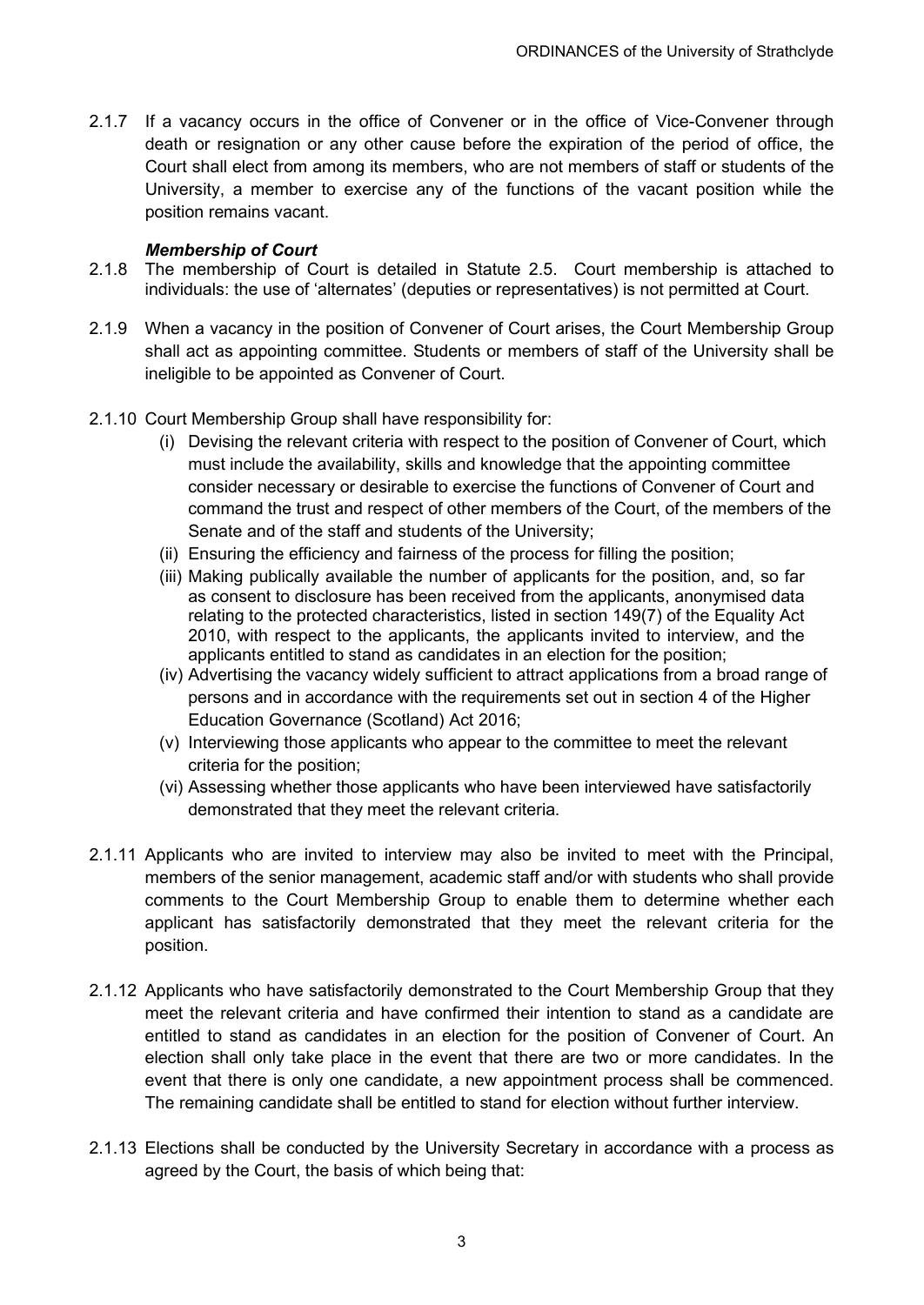2.1.7 If a vacancy occurs in the office of Convener or in the office of Vice-Convener through death or resignation or any other cause before the expiration of the period of office, the Court shall elect from among its members, who are not members of staff or students of the University, a member to exercise any of the functions of the vacant position while the position remains vacant.

***Membership of Court***

2.1.8 The membership of Court is detailed in Statute 2.5. Court membership is attached to individuals: the use of 'alternates' (deputies or representatives) is not permitted at Court.

2.1.9 When a vacancy in the position of Convener of Court arises, the Court Membership Group shall act as appointing committee. Students or members of staff of the University shall be ineligible to be appointed as Convener of Court.

2.1.10 Court Membership Group shall have responsibility for:

(i) Devising the relevant criteria with respect to the position of Convener of Court, which must include the availability, skills and knowledge that the appointing committee consider necessary or desirable to exercise the functions of Convener of Court and command the trust and respect of other members of the Court, of the members of the Senate and of the staff and students of the University;

(ii) Ensuring the efficiency and fairness of the process for filling the position;

(iii) Making publically available the number of applicants for the position, and, so far as consent to disclosure has been received from the applicants, anonymised data relating to the protected characteristics, listed in section 149(7) of the Equality Act 2010, with respect to the applicants, the applicants invited to interview, and the applicants entitled to stand as candidates in an election for the position;

(iv) Advertising the vacancy widely sufficient to attract applications from a broad range of persons and in accordance with the requirements set out in section 4 of the Higher Education Governance (Scotland) Act 2016;

(v) Interviewing those applicants who appear to the committee to meet the relevant criteria for the position;

(vi) Assessing whether those applicants who have been interviewed have satisfactorily demonstrated that they meet the relevant criteria.

2.1.11 Applicants who are invited to interview may also be invited to meet with the Principal, members of the senior management, academic staff and/or with students who shall provide comments to the Court Membership Group to enable them to determine whether each applicant has satisfactorily demonstrated that they meet the relevant criteria for the position.

2.1.12 Applicants who have satisfactorily demonstrated to the Court Membership Group that they meet the relevant criteria and have confirmed their intention to stand as a candidate are entitled to stand as candidates in an election for the position of Convener of Court. An election shall only take place in the event that there are two or more candidates. In the event that there is only one candidate, a new appointment process shall be commenced. The remaining candidate shall be entitled to stand for election without further interview.

2.1.13 Elections shall be conducted by the University Secretary in accordance with a process as agreed by the Court, the basis of which being that: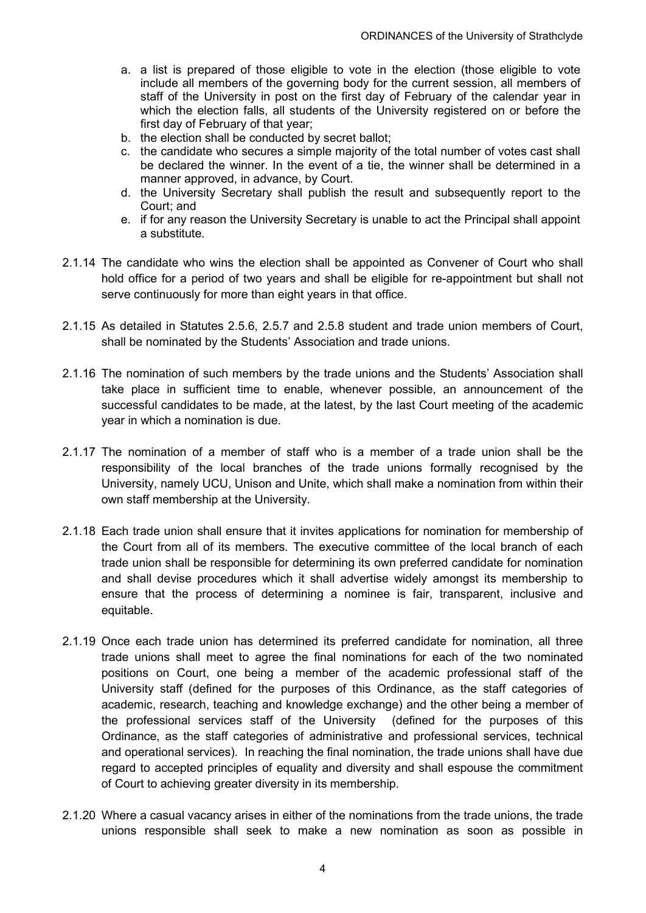a. a list is prepared of those eligible to vote in the election (those eligible to vote include all members of the governing body for the current session, all members of staff of the University in post on the first day of February of the calendar year in which the election falls, all students of the University registered on or before the first day of February of that year;
b. the election shall be conducted by secret ballot;
c. the candidate who secures a simple majority of the total number of votes cast shall be declared the winner. In the event of a tie, the winner shall be determined in a manner approved, in advance, by Court.
d. the University Secretary shall publish the result and subsequently report to the Court; and
e. if for any reason the University Secretary is unable to act the Principal shall appoint a substitute.

2.1.14 The candidate who wins the election shall be appointed as Convener of Court who shall hold office for a period of two years and shall be eligible for re-appointment but shall not serve continuously for more than eight years in that office.

2.1.15 As detailed in Statutes 2.5.6, 2.5.7 and 2.5.8 student and trade union members of Court, shall be nominated by the Students' Association and trade unions.

2.1.16 The nomination of such members by the trade unions and the Students' Association shall take place in sufficient time to enable, whenever possible, an announcement of the successful candidates to be made, at the latest, by the last Court meeting of the academic year in which a nomination is due.

2.1.17 The nomination of a member of staff who is a member of a trade union shall be the responsibility of the local branches of the trade unions formally recognised by the University, namely UCU, Unison and Unite, which shall make a nomination from within their own staff membership at the University.

2.1.18 Each trade union shall ensure that it invites applications for nomination for membership of the Court from all of its members. The executive committee of the local branch of each trade union shall be responsible for determining its own preferred candidate for nomination and shall devise procedures which it shall advertise widely amongst its membership to ensure that the process of determining a nominee is fair, transparent, inclusive and equitable.

2.1.19 Once each trade union has determined its preferred candidate for nomination, all three trade unions shall meet to agree the final nominations for each of the two nominated positions on Court, one being a member of the academic professional staff of the University staff (defined for the purposes of this Ordinance, as the staff categories of academic, research, teaching and knowledge exchange) and the other being a member of the professional services staff of the University (defined for the purposes of this Ordinance, as the staff categories of administrative and professional services, technical and operational services). In reaching the final nomination, the trade unions shall have due regard to accepted principles of equality and diversity and shall espouse the commitment of Court to achieving greater diversity in its membership.

2.1.20 Where a casual vacancy arises in either of the nominations from the trade unions, the trade unions responsible shall seek to make a new nomination as soon as possible in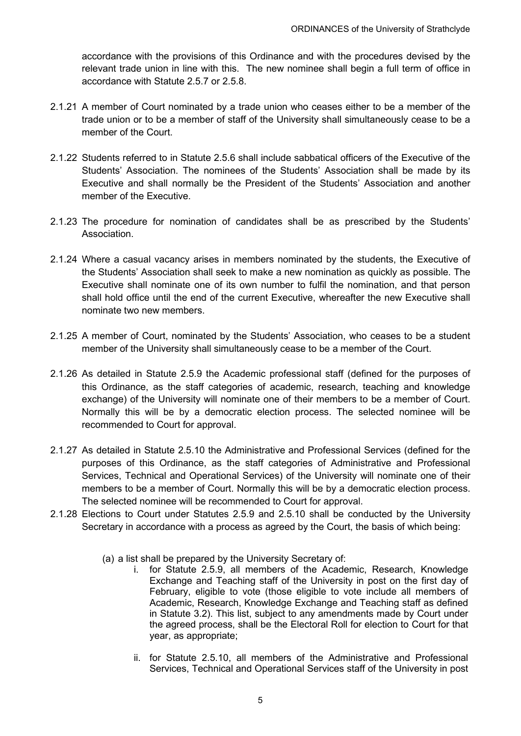accordance with the provisions of this Ordinance and with the procedures devised by the relevant trade union in line with this. The new nominee shall begin a full term of office in accordance with Statute 2.5.7 or 2.5.8.

2.1.21 A member of Court nominated by a trade union who ceases either to be a member of the trade union or to be a member of staff of the University shall simultaneously cease to be a member of the Court.

2.1.22 Students referred to in Statute 2.5.6 shall include sabbatical officers of the Executive of the Students' Association. The nominees of the Students' Association shall be made by its Executive and shall normally be the President of the Students' Association and another member of the Executive.

2.1.23 The procedure for nomination of candidates shall be as prescribed by the Students' Association.

2.1.24 Where a casual vacancy arises in members nominated by the students, the Executive of the Students' Association shall seek to make a new nomination as quickly as possible. The Executive shall nominate one of its own number to fulfil the nomination, and that person shall hold office until the end of the current Executive, whereafter the new Executive shall nominate two new members.

2.1.25 A member of Court, nominated by the Students' Association, who ceases to be a student member of the University shall simultaneously cease to be a member of the Court.

2.1.26 As detailed in Statute 2.5.9 the Academic professional staff (defined for the purposes of this Ordinance, as the staff categories of academic, research, teaching and knowledge exchange) of the University will nominate one of their members to be a member of Court. Normally this will be by a democratic election process. The selected nominee will be recommended to Court for approval.

2.1.27 As detailed in Statute 2.5.10 the Administrative and Professional Services (defined for the purposes of this Ordinance, as the staff categories of Administrative and Professional Services, Technical and Operational Services) of the University will nominate one of their members to be a member of Court. Normally this will be by a democratic election process. The selected nominee will be recommended to Court for approval.

2.1.28 Elections to Court under Statutes 2.5.9 and 2.5.10 shall be conducted by the University Secretary in accordance with a process as agreed by the Court, the basis of which being:

(a) a list shall be prepared by the University Secretary of:

i. for Statute 2.5.9, all members of the Academic, Research, Knowledge Exchange and Teaching staff of the University in post on the first day of February, eligible to vote (those eligible to vote include all members of Academic, Research, Knowledge Exchange and Teaching staff as defined in Statute 3.2). This list, subject to any amendments made by Court under the agreed process, shall be the Electoral Roll for election to Court for that year, as appropriate;

ii. for Statute 2.5.10, all members of the Administrative and Professional Services, Technical and Operational Services staff of the University in post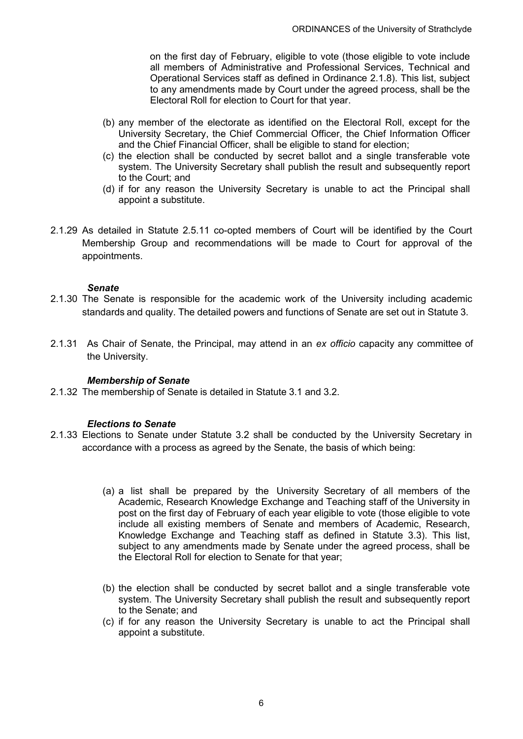on the first day of February, eligible to vote (those eligible to vote include all members of Administrative and Professional Services, Technical and Operational Services staff as defined in Ordinance 2.1.8). This list, subject to any amendments made by Court under the agreed process, shall be the Electoral Roll for election to Court for that year.

(b) any member of the electorate as identified on the Electoral Roll, except for the University Secretary, the Chief Commercial Officer, the Chief Information Officer and the Chief Financial Officer, shall be eligible to stand for election;

(c) the election shall be conducted by secret ballot and a single transferable vote system. The University Secretary shall publish the result and subsequently report to the Court; and

(d) if for any reason the University Secretary is unable to act the Principal shall appoint a substitute.

2.1.29 As detailed in Statute 2.5.11 co-opted members of Court will be identified by the Court Membership Group and recommendations will be made to Court for approval of the appointments.

***Senate***

2.1.30 The Senate is responsible for the academic work of the University including academic standards and quality. The detailed powers and functions of Senate are set out in Statute 3.

2.1.31 As Chair of Senate, the Principal, may attend in an *ex officio* capacity any committee of the University.

***Membership of Senate***

2.1.32 The membership of Senate is detailed in Statute 3.1 and 3.2.

***Elections to Senate***

2.1.33 Elections to Senate under Statute 3.2 shall be conducted by the University Secretary in accordance with a process as agreed by the Senate, the basis of which being:

(a) a list shall be prepared by the University Secretary of all members of the Academic, Research Knowledge Exchange and Teaching staff of the University in post on the first day of February of each year eligible to vote (those eligible to vote include all existing members of Senate and members of Academic, Research, Knowledge Exchange and Teaching staff as defined in Statute 3.3). This list, subject to any amendments made by Senate under the agreed process, shall be the Electoral Roll for election to Senate for that year;

(b) the election shall be conducted by secret ballot and a single transferable vote system. The University Secretary shall publish the result and subsequently report to the Senate; and

(c) if for any reason the University Secretary is unable to act the Principal shall appoint a substitute.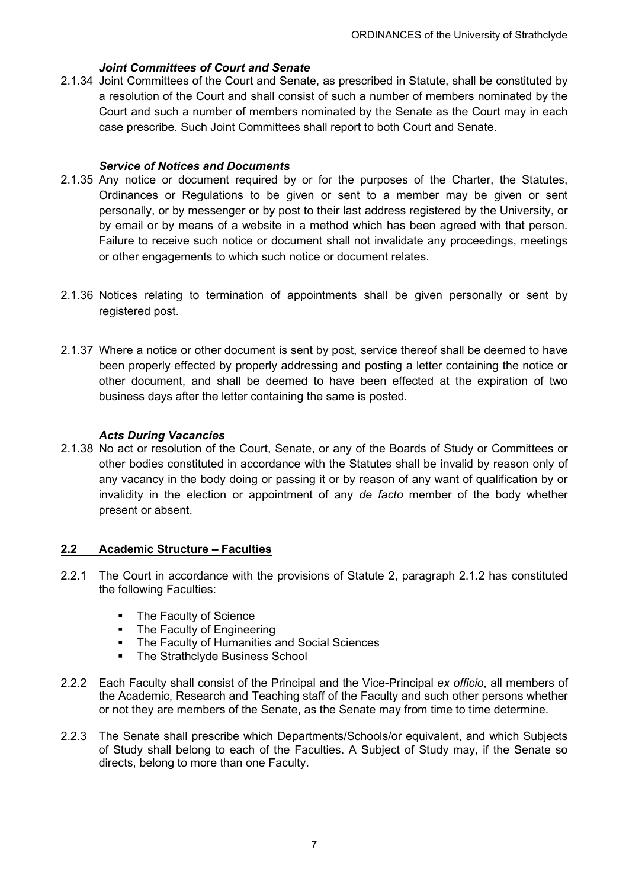### *Joint Committees of Court and Senate*

2.1.34 Joint Committees of the Court and Senate, as prescribed in Statute, shall be constituted by a resolution of the Court and shall consist of such a number of members nominated by the Court and such a number of members nominated by the Senate as the Court may in each case prescribe. Such Joint Committees shall report to both Court and Senate.

### *Service of Notices and Documents*

2.1.35 Any notice or document required by or for the purposes of the Charter, the Statutes, Ordinances or Regulations to be given or sent to a member may be given or sent personally, or by messenger or by post to their last address registered by the University, or by email or by means of a website in a method which has been agreed with that person. Failure to receive such notice or document shall not invalidate any proceedings, meetings or other engagements to which such notice or document relates.

2.1.36 Notices relating to termination of appointments shall be given personally or sent by registered post.

2.1.37 Where a notice or other document is sent by post, service thereof shall be deemed to have been properly effected by properly addressing and posting a letter containing the notice or other document, and shall be deemed to have been effected at the expiration of two business days after the letter containing the same is posted.

### *Acts During Vacancies*

2.1.38 No act or resolution of the Court, Senate, or any of the Boards of Study or Committees or other bodies constituted in accordance with the Statutes shall be invalid by reason only of any vacancy in the body doing or passing it or by reason of any want of qualification by or invalidity in the election or appointment of any *de facto* member of the body whether present or absent.

## 2.2 Academic Structure – Faculties

2.2.1 The Court in accordance with the provisions of Statute 2, paragraph 2.1.2 has constituted the following Faculties:

- The Faculty of Science
- The Faculty of Engineering
- The Faculty of Humanities and Social Sciences
- The Strathclyde Business School

2.2.2 Each Faculty shall consist of the Principal and the Vice-Principal *ex officio*, all members of the Academic, Research and Teaching staff of the Faculty and such other persons whether or not they are members of the Senate, as the Senate may from time to time determine.

2.2.3 The Senate shall prescribe which Departments/Schools/or equivalent, and which Subjects of Study shall belong to each of the Faculties. A Subject of Study may, if the Senate so directs, belong to more than one Faculty.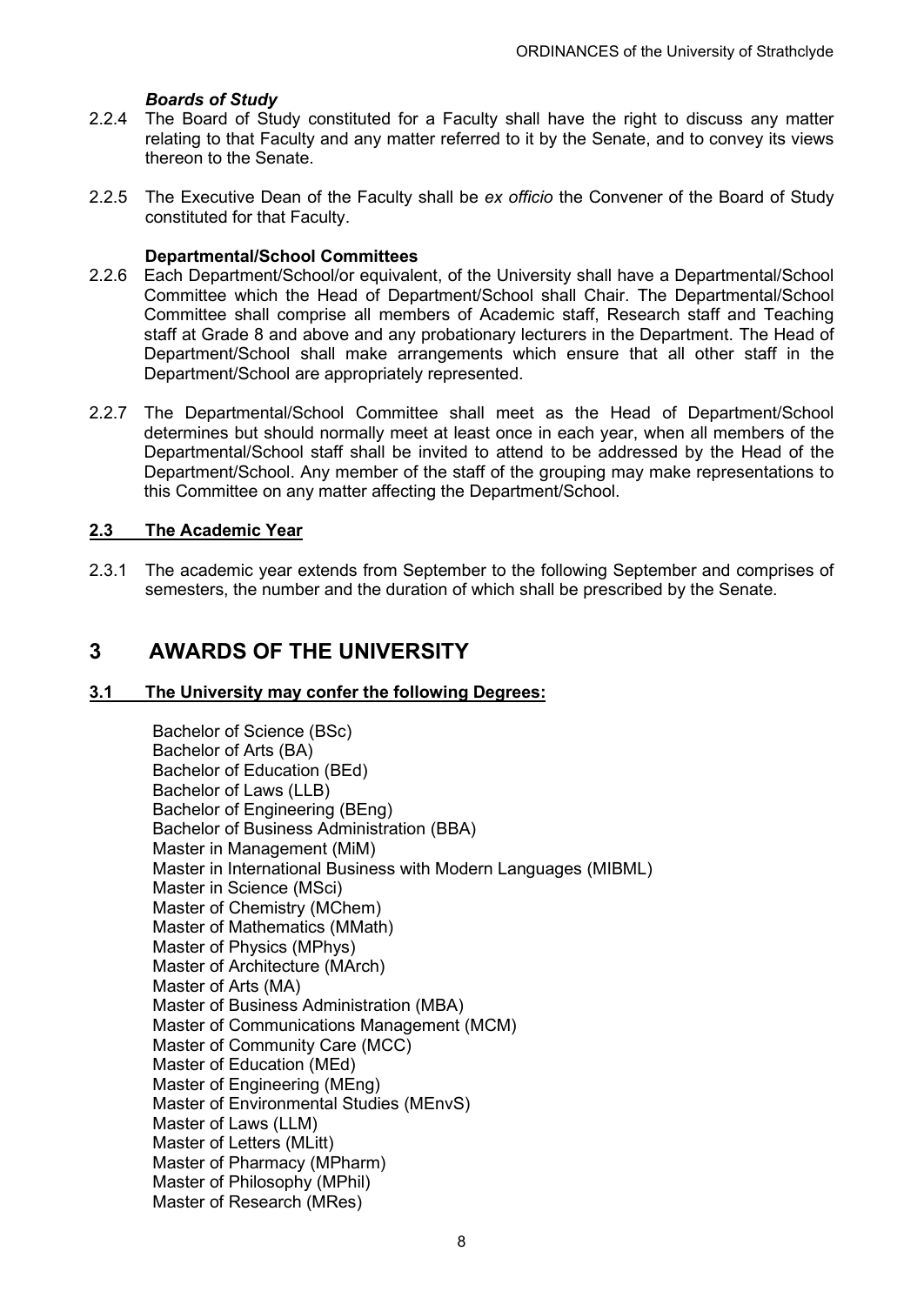### *Boards of Study*

2.2.4 The Board of Study constituted for a Faculty shall have the right to discuss any matter relating to that Faculty and any matter referred to it by the Senate, and to convey its views thereon to the Senate.

2.2.5 The Executive Dean of the Faculty shall be *ex officio* the Convener of the Board of Study constituted for that Faculty.

### **Departmental/School Committees**

2.2.6 Each Department/School/or equivalent, of the University shall have a Departmental/School Committee which the Head of Department/School shall Chair. The Departmental/School Committee shall comprise all members of Academic staff, Research staff and Teaching staff at Grade 8 and above and any probationary lecturers in the Department. The Head of Department/School shall make arrangements which ensure that all other staff in the Department/School are appropriately represented.

2.2.7 The Departmental/School Committee shall meet as the Head of Department/School determines but should normally meet at least once in each year, when all members of the Departmental/School staff shall be invited to attend to be addressed by the Head of the Department/School. Any member of the staff of the grouping may make representations to this Committee on any matter affecting the Department/School.

## 2.3 The Academic Year

2.3.1 The academic year extends from September to the following September and comprises of semesters, the number and the duration of which shall be prescribed by the Senate.

# 3 AWARDS OF THE UNIVERSITY

## 3.1 The University may confer the following Degrees:

Bachelor of Science (BSc)
Bachelor of Arts (BA)
Bachelor of Education (BEd)
Bachelor of Laws (LLB)
Bachelor of Engineering (BEng)
Bachelor of Business Administration (BBA)
Master in Management (MiM)
Master in International Business with Modern Languages (MIBML)
Master in Science (MSci)
Master of Chemistry (MChem)
Master of Mathematics (MMath)
Master of Physics (MPhys)
Master of Architecture (MArch)
Master of Arts (MA)
Master of Business Administration (MBA)
Master of Communications Management (MCM)
Master of Community Care (MCC)
Master of Education (MEd)
Master of Engineering (MEng)
Master of Environmental Studies (MEnvS)
Master of Laws (LLM)
Master of Letters (MLitt)
Master of Pharmacy (MPharm)
Master of Philosophy (MPhil)
Master of Research (MRes)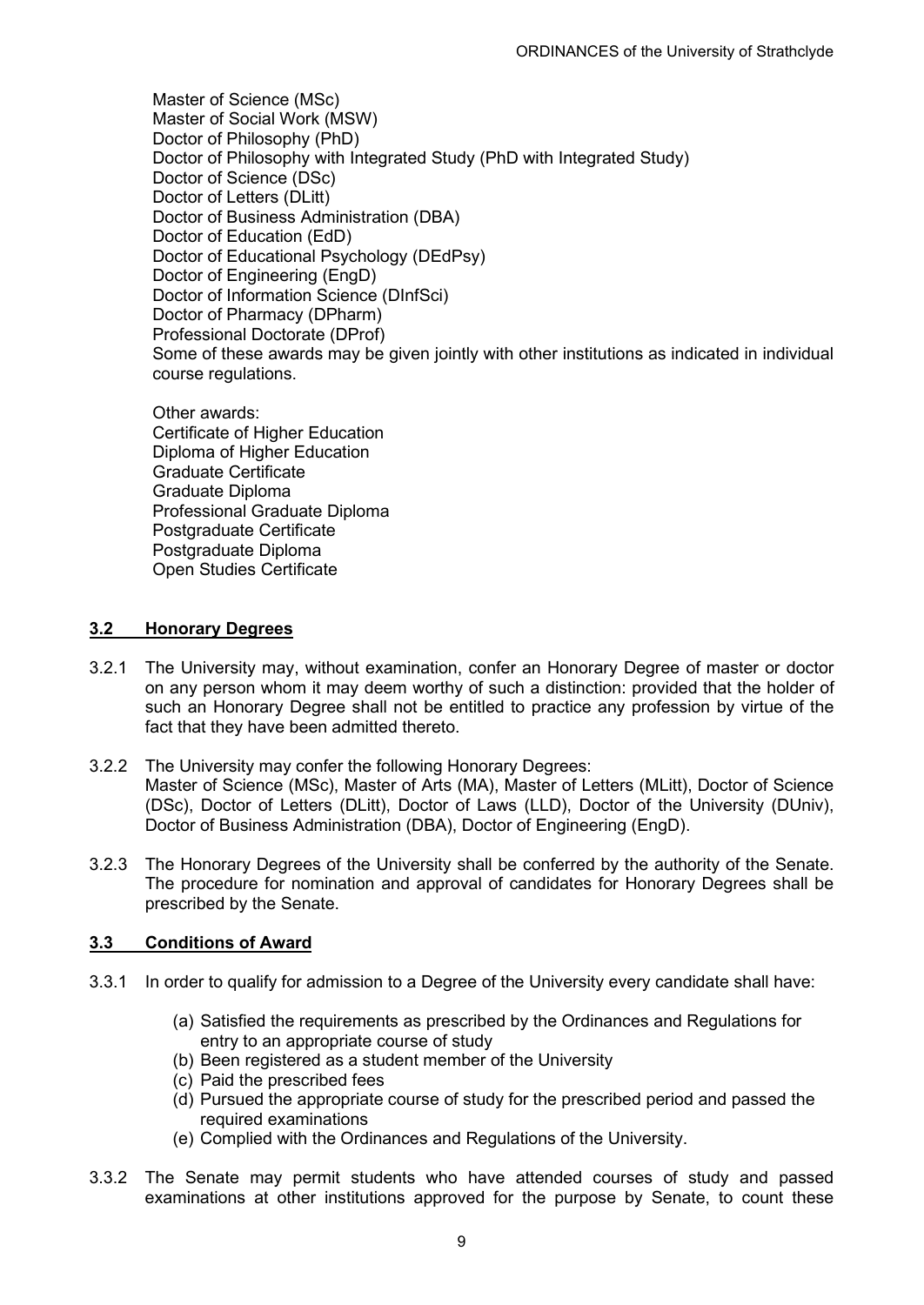Master of Science (MSc)
Master of Social Work (MSW)
Doctor of Philosophy (PhD)
Doctor of Philosophy with Integrated Study (PhD with Integrated Study)
Doctor of Science (DSc)
Doctor of Letters (DLitt)
Doctor of Business Administration (DBA)
Doctor of Education (EdD)
Doctor of Educational Psychology (DEdPsy)
Doctor of Engineering (EngD)
Doctor of Information Science (DInfSci)
Doctor of Pharmacy (DPharm)
Professional Doctorate (DProf)
Some of these awards may be given jointly with other institutions as indicated in individual course regulations.

Other awards:
Certificate of Higher Education
Diploma of Higher Education
Graduate Certificate
Graduate Diploma
Professional Graduate Diploma
Postgraduate Certificate
Postgraduate Diploma
Open Studies Certificate

## 3.2 Honorary Degrees

3.2.1 The University may, without examination, confer an Honorary Degree of master or doctor on any person whom it may deem worthy of such a distinction: provided that the holder of such an Honorary Degree shall not be entitled to practice any profession by virtue of the fact that they have been admitted thereto.

3.2.2 The University may confer the following Honorary Degrees:
Master of Science (MSc), Master of Arts (MA), Master of Letters (MLitt), Doctor of Science (DSc), Doctor of Letters (DLitt), Doctor of Laws (LLD), Doctor of the University (DUniv), Doctor of Business Administration (DBA), Doctor of Engineering (EngD).

3.2.3 The Honorary Degrees of the University shall be conferred by the authority of the Senate. The procedure for nomination and approval of candidates for Honorary Degrees shall be prescribed by the Senate.

## 3.3 Conditions of Award

3.3.1 In order to qualify for admission to a Degree of the University every candidate shall have:

(a) Satisfied the requirements as prescribed by the Ordinances and Regulations for entry to an appropriate course of study
(b) Been registered as a student member of the University
(c) Paid the prescribed fees
(d) Pursued the appropriate course of study for the prescribed period and passed the required examinations
(e) Complied with the Ordinances and Regulations of the University.

3.3.2 The Senate may permit students who have attended courses of study and passed examinations at other institutions approved for the purpose by Senate, to count these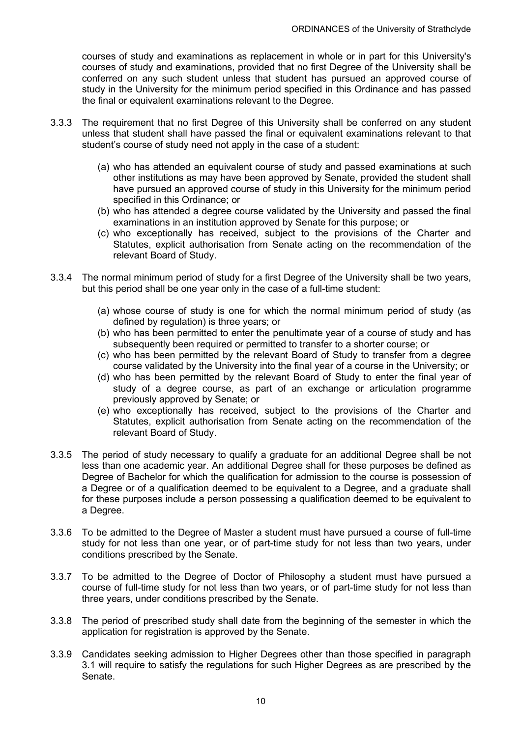courses of study and examinations as replacement in whole or in part for this University's courses of study and examinations, provided that no first Degree of the University shall be conferred on any such student unless that student has pursued an approved course of study in the University for the minimum period specified in this Ordinance and has passed the final or equivalent examinations relevant to the Degree.

3.3.3 The requirement that no first Degree of this University shall be conferred on any student unless that student shall have passed the final or equivalent examinations relevant to that student's course of study need not apply in the case of a student:

- (a) who has attended an equivalent course of study and passed examinations at such other institutions as may have been approved by Senate, provided the student shall have pursued an approved course of study in this University for the minimum period specified in this Ordinance; or
- (b) who has attended a degree course validated by the University and passed the final examinations in an institution approved by Senate for this purpose; or
- (c) who exceptionally has received, subject to the provisions of the Charter and Statutes, explicit authorisation from Senate acting on the recommendation of the relevant Board of Study.

3.3.4 The normal minimum period of study for a first Degree of the University shall be two years, but this period shall be one year only in the case of a full-time student:

- (a) whose course of study is one for which the normal minimum period of study (as defined by regulation) is three years; or
- (b) who has been permitted to enter the penultimate year of a course of study and has subsequently been required or permitted to transfer to a shorter course; or
- (c) who has been permitted by the relevant Board of Study to transfer from a degree course validated by the University into the final year of a course in the University; or
- (d) who has been permitted by the relevant Board of Study to enter the final year of study of a degree course, as part of an exchange or articulation programme previously approved by Senate; or
- (e) who exceptionally has received, subject to the provisions of the Charter and Statutes, explicit authorisation from Senate acting on the recommendation of the relevant Board of Study.

3.3.5 The period of study necessary to qualify a graduate for an additional Degree shall be not less than one academic year. An additional Degree shall for these purposes be defined as Degree of Bachelor for which the qualification for admission to the course is possession of a Degree or of a qualification deemed to be equivalent to a Degree, and a graduate shall for these purposes include a person possessing a qualification deemed to be equivalent to a Degree.

3.3.6 To be admitted to the Degree of Master a student must have pursued a course of full-time study for not less than one year, or of part-time study for not less than two years, under conditions prescribed by the Senate.

3.3.7 To be admitted to the Degree of Doctor of Philosophy a student must have pursued a course of full-time study for not less than two years, or of part-time study for not less than three years, under conditions prescribed by the Senate.

3.3.8 The period of prescribed study shall date from the beginning of the semester in which the application for registration is approved by the Senate.

3.3.9 Candidates seeking admission to Higher Degrees other than those specified in paragraph 3.1 will require to satisfy the regulations for such Higher Degrees as are prescribed by the Senate.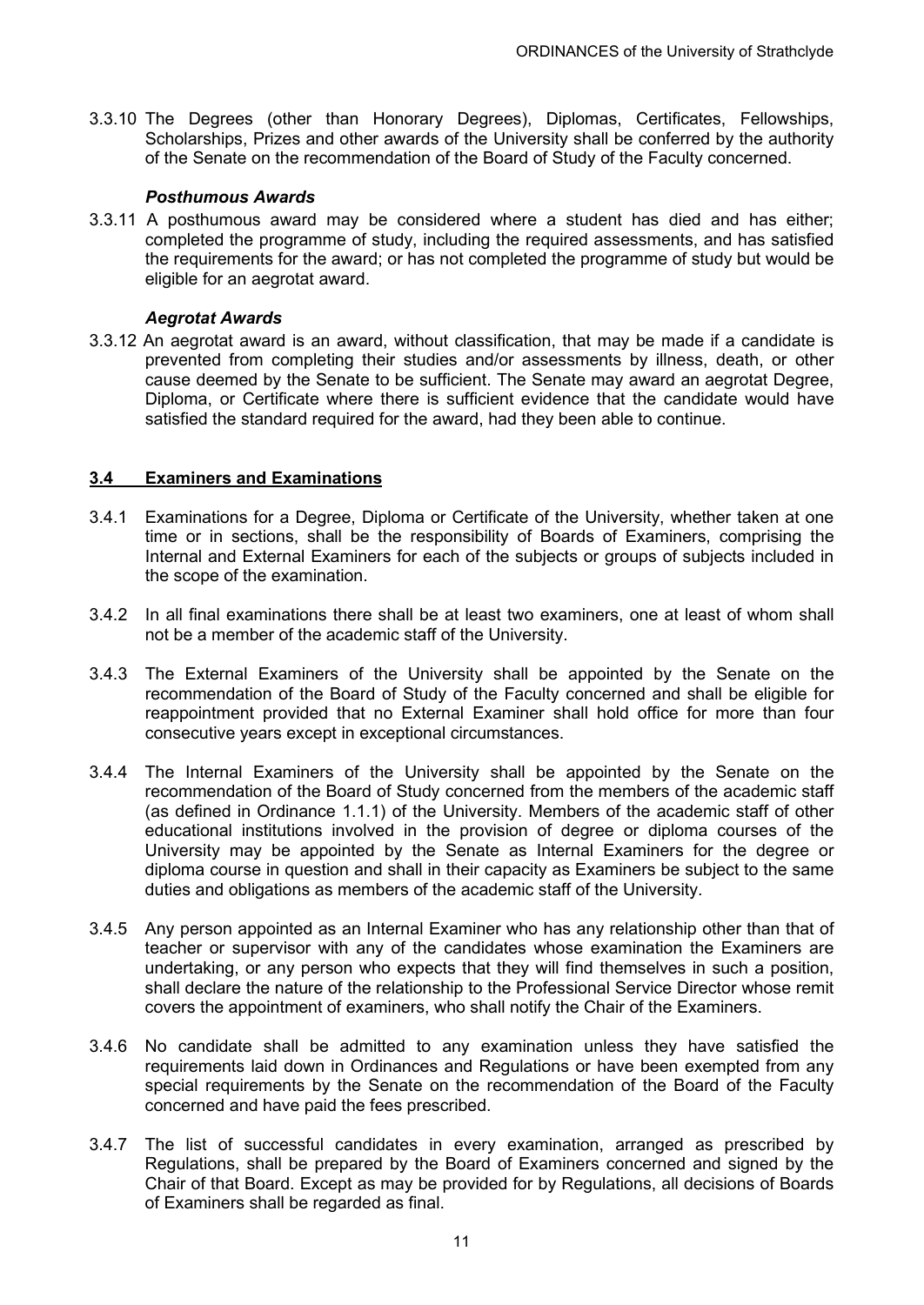3.3.10 The Degrees (other than Honorary Degrees), Diplomas, Certificates, Fellowships, Scholarships, Prizes and other awards of the University shall be conferred by the authority of the Senate on the recommendation of the Board of Study of the Faculty concerned.

***Posthumous Awards***

3.3.11 A posthumous award may be considered where a student has died and has either; completed the programme of study, including the required assessments, and has satisfied the requirements for the award; or has not completed the programme of study but would be eligible for an aegrotat award.

***Aegrotat Awards***

3.3.12 An aegrotat award is an award, without classification, that may be made if a candidate is prevented from completing their studies and/or assessments by illness, death, or other cause deemed by the Senate to be sufficient. The Senate may award an aegrotat Degree, Diploma, or Certificate where there is sufficient evidence that the candidate would have satisfied the standard required for the award, had they been able to continue.

## 3.4 Examiners and Examinations

3.4.1 Examinations for a Degree, Diploma or Certificate of the University, whether taken at one time or in sections, shall be the responsibility of Boards of Examiners, comprising the Internal and External Examiners for each of the subjects or groups of subjects included in the scope of the examination.

3.4.2 In all final examinations there shall be at least two examiners, one at least of whom shall not be a member of the academic staff of the University.

3.4.3 The External Examiners of the University shall be appointed by the Senate on the recommendation of the Board of Study of the Faculty concerned and shall be eligible for reappointment provided that no External Examiner shall hold office for more than four consecutive years except in exceptional circumstances.

3.4.4 The Internal Examiners of the University shall be appointed by the Senate on the recommendation of the Board of Study concerned from the members of the academic staff (as defined in Ordinance 1.1.1) of the University. Members of the academic staff of other educational institutions involved in the provision of degree or diploma courses of the University may be appointed by the Senate as Internal Examiners for the degree or diploma course in question and shall in their capacity as Examiners be subject to the same duties and obligations as members of the academic staff of the University.

3.4.5 Any person appointed as an Internal Examiner who has any relationship other than that of teacher or supervisor with any of the candidates whose examination the Examiners are undertaking, or any person who expects that they will find themselves in such a position, shall declare the nature of the relationship to the Professional Service Director whose remit covers the appointment of examiners, who shall notify the Chair of the Examiners.

3.4.6 No candidate shall be admitted to any examination unless they have satisfied the requirements laid down in Ordinances and Regulations or have been exempted from any special requirements by the Senate on the recommendation of the Board of the Faculty concerned and have paid the fees prescribed.

3.4.7 The list of successful candidates in every examination, arranged as prescribed by Regulations, shall be prepared by the Board of Examiners concerned and signed by the Chair of that Board. Except as may be provided for by Regulations, all decisions of Boards of Examiners shall be regarded as final.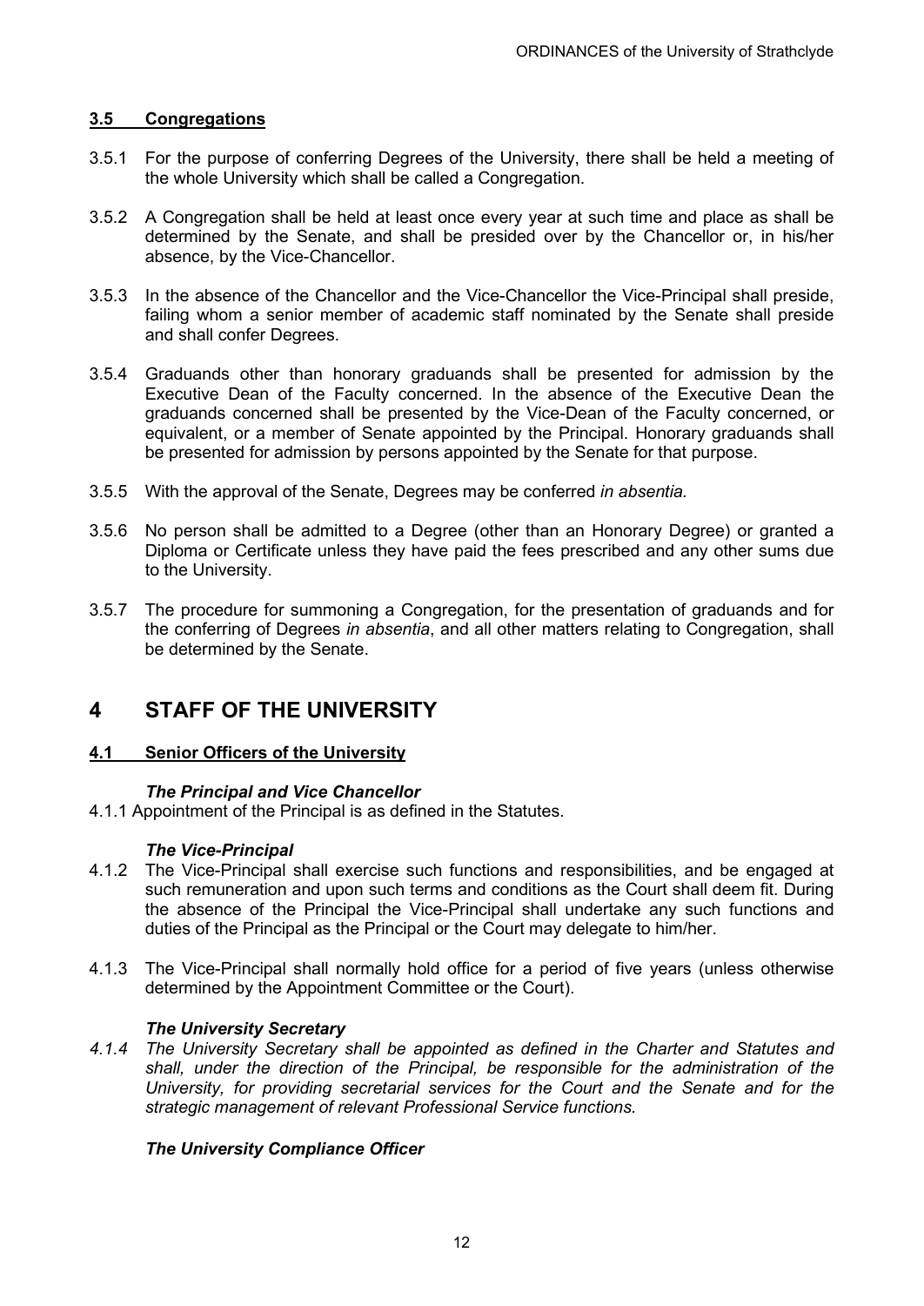### 3.5 Congregations

3.5.1 For the purpose of conferring Degrees of the University, there shall be held a meeting of the whole University which shall be called a Congregation.

3.5.2 A Congregation shall be held at least once every year at such time and place as shall be determined by the Senate, and shall be presided over by the Chancellor or, in his/her absence, by the Vice-Chancellor.

3.5.3 In the absence of the Chancellor and the Vice-Chancellor the Vice-Principal shall preside, failing whom a senior member of academic staff nominated by the Senate shall preside and shall confer Degrees.

3.5.4 Graduands other than honorary graduands shall be presented for admission by the Executive Dean of the Faculty concerned. In the absence of the Executive Dean the graduands concerned shall be presented by the Vice-Dean of the Faculty concerned, or equivalent, or a member of Senate appointed by the Principal. Honorary graduands shall be presented for admission by persons appointed by the Senate for that purpose.

3.5.5 With the approval of the Senate, Degrees may be conferred *in absentia.*

3.5.6 No person shall be admitted to a Degree (other than an Honorary Degree) or granted a Diploma or Certificate unless they have paid the fees prescribed and any other sums due to the University.

3.5.7 The procedure for summoning a Congregation, for the presentation of graduands and for the conferring of Degrees *in absentia*, and all other matters relating to Congregation, shall be determined by the Senate.

# 4 STAFF OF THE UNIVERSITY

### 4.1 Senior Officers of the University

#### *The Principal and Vice Chancellor*

4.1.1 Appointment of the Principal is as defined in the Statutes.

#### *The Vice-Principal*

4.1.2 The Vice-Principal shall exercise such functions and responsibilities, and be engaged at such remuneration and upon such terms and conditions as the Court shall deem fit. During the absence of the Principal the Vice-Principal shall undertake any such functions and duties of the Principal as the Principal or the Court may delegate to him/her.

4.1.3 The Vice-Principal shall normally hold office for a period of five years (unless otherwise determined by the Appointment Committee or the Court).

#### *The University Secretary*

*4.1.4 The University Secretary shall be appointed as defined in the Charter and Statutes and shall, under the direction of the Principal, be responsible for the administration of the University, for providing secretarial services for the Court and the Senate and for the strategic management of relevant Professional Service functions.*

#### *The University Compliance Officer*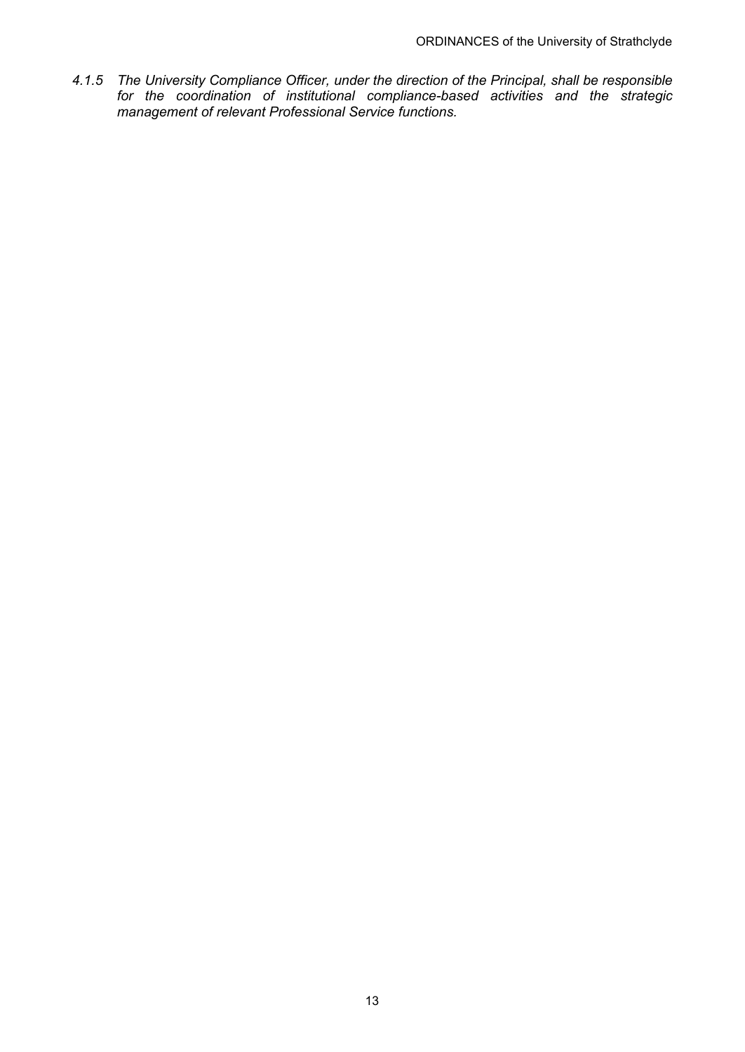*4.1.5 The University Compliance Officer, under the direction of the Principal, shall be responsible for the coordination of institutional compliance-based activities and the strategic management of relevant Professional Service functions.*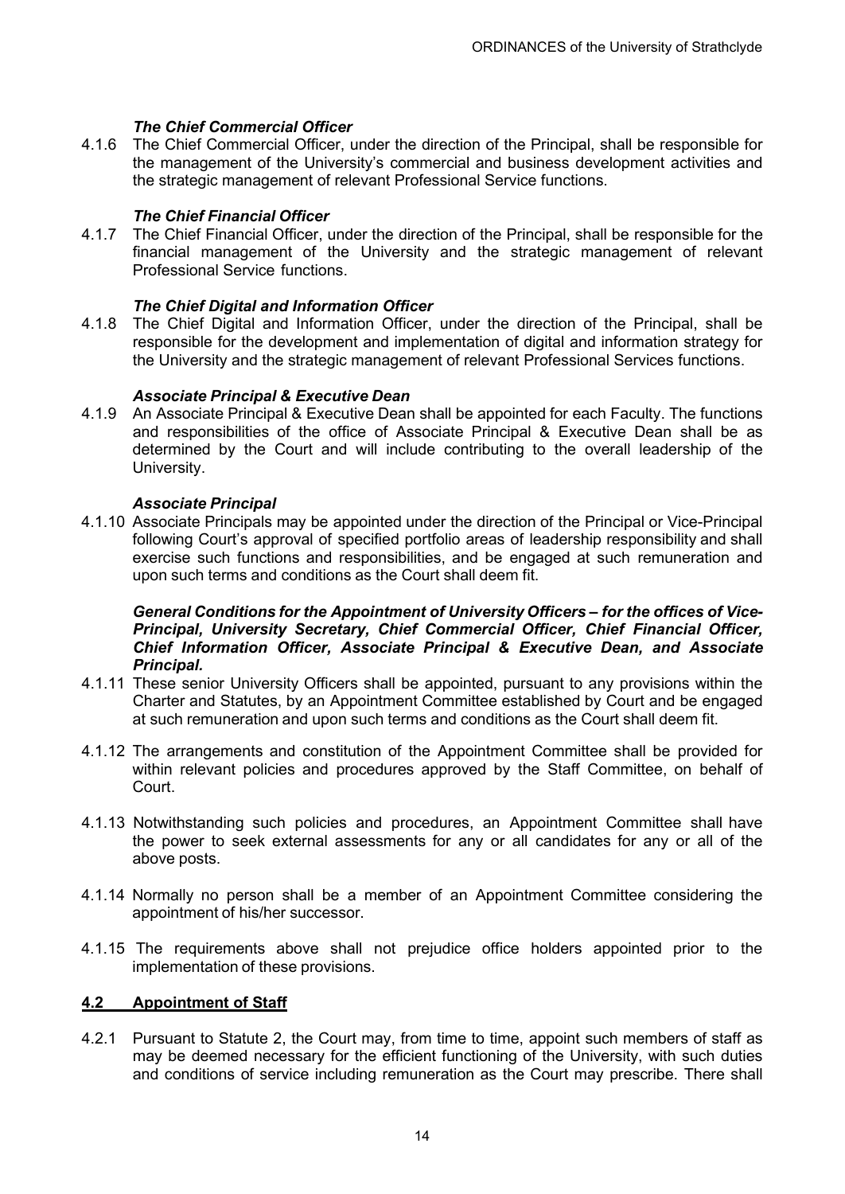***The Chief Commercial Officer***

4.1.6 The Chief Commercial Officer, under the direction of the Principal, shall be responsible for the management of the University's commercial and business development activities and the strategic management of relevant Professional Service functions.

***The Chief Financial Officer***

4.1.7 The Chief Financial Officer, under the direction of the Principal, shall be responsible for the financial management of the University and the strategic management of relevant Professional Service functions.

***The Chief Digital and Information Officer***

4.1.8 The Chief Digital and Information Officer, under the direction of the Principal, shall be responsible for the development and implementation of digital and information strategy for the University and the strategic management of relevant Professional Services functions.

***Associate Principal & Executive Dean***

4.1.9 An Associate Principal & Executive Dean shall be appointed for each Faculty. The functions and responsibilities of the office of Associate Principal & Executive Dean shall be as determined by the Court and will include contributing to the overall leadership of the University.

***Associate Principal***

4.1.10 Associate Principals may be appointed under the direction of the Principal or Vice-Principal following Court's approval of specified portfolio areas of leadership responsibility and shall exercise such functions and responsibilities, and be engaged at such remuneration and upon such terms and conditions as the Court shall deem fit.

***General Conditions for the Appointment of University Officers – for the offices of Vice-Principal, University Secretary, Chief Commercial Officer, Chief Financial Officer, Chief Information Officer, Associate Principal & Executive Dean, and Associate Principal.***

4.1.11 These senior University Officers shall be appointed, pursuant to any provisions within the Charter and Statutes, by an Appointment Committee established by Court and be engaged at such remuneration and upon such terms and conditions as the Court shall deem fit.

4.1.12 The arrangements and constitution of the Appointment Committee shall be provided for within relevant policies and procedures approved by the Staff Committee, on behalf of Court.

4.1.13 Notwithstanding such policies and procedures, an Appointment Committee shall have the power to seek external assessments for any or all candidates for any or all of the above posts.

4.1.14 Normally no person shall be a member of an Appointment Committee considering the appointment of his/her successor.

4.1.15 The requirements above shall not prejudice office holders appointed prior to the implementation of these provisions.

## 4.2 Appointment of Staff

4.2.1 Pursuant to Statute 2, the Court may, from time to time, appoint such members of staff as may be deemed necessary for the efficient functioning of the University, with such duties and conditions of service including remuneration as the Court may prescribe. There shall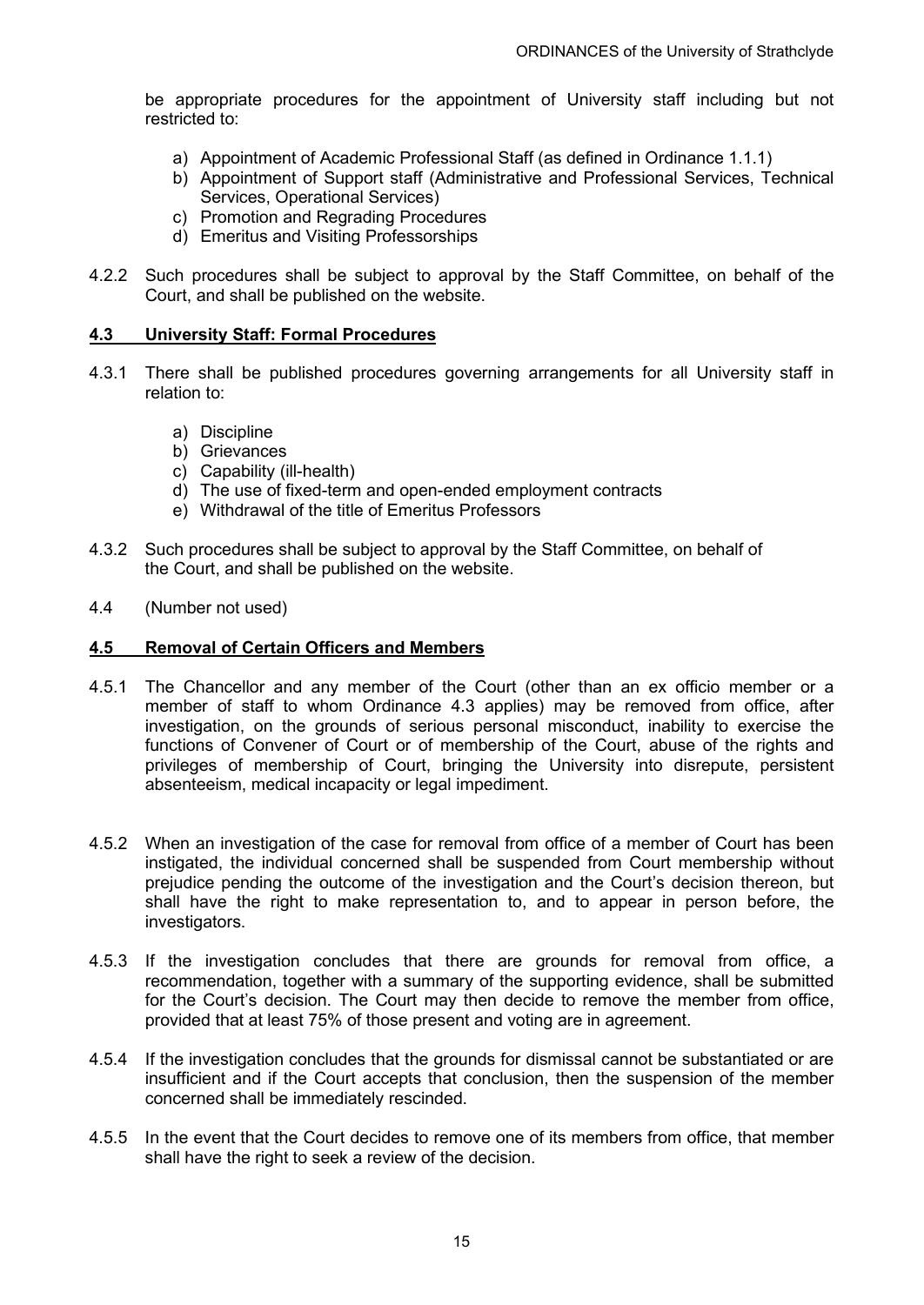be appropriate procedures for the appointment of University staff including but not restricted to:

a) Appointment of Academic Professional Staff (as defined in Ordinance 1.1.1)
b) Appointment of Support staff (Administrative and Professional Services, Technical Services, Operational Services)
c) Promotion and Regrading Procedures
d) Emeritus and Visiting Professorships

4.2.2 Such procedures shall be subject to approval by the Staff Committee, on behalf of the Court, and shall be published on the website.

### 4.3 University Staff: Formal Procedures

4.3.1 There shall be published procedures governing arrangements for all University staff in relation to:

a) Discipline
b) Grievances
c) Capability (ill-health)
d) The use of fixed-term and open-ended employment contracts
e) Withdrawal of the title of Emeritus Professors

4.3.2 Such procedures shall be subject to approval by the Staff Committee, on behalf of the Court, and shall be published on the website.

4.4 (Number not used)

### 4.5 Removal of Certain Officers and Members

4.5.1 The Chancellor and any member of the Court (other than an ex officio member or a member of staff to whom Ordinance 4.3 applies) may be removed from office, after investigation, on the grounds of serious personal misconduct, inability to exercise the functions of Convener of Court or of membership of the Court, abuse of the rights and privileges of membership of Court, bringing the University into disrepute, persistent absenteeism, medical incapacity or legal impediment.

4.5.2 When an investigation of the case for removal from office of a member of Court has been instigated, the individual concerned shall be suspended from Court membership without prejudice pending the outcome of the investigation and the Court's decision thereon, but shall have the right to make representation to, and to appear in person before, the investigators.

4.5.3 If the investigation concludes that there are grounds for removal from office, a recommendation, together with a summary of the supporting evidence, shall be submitted for the Court's decision. The Court may then decide to remove the member from office, provided that at least 75% of those present and voting are in agreement.

4.5.4 If the investigation concludes that the grounds for dismissal cannot be substantiated or are insufficient and if the Court accepts that conclusion, then the suspension of the member concerned shall be immediately rescinded.

4.5.5 In the event that the Court decides to remove one of its members from office, that member shall have the right to seek a review of the decision.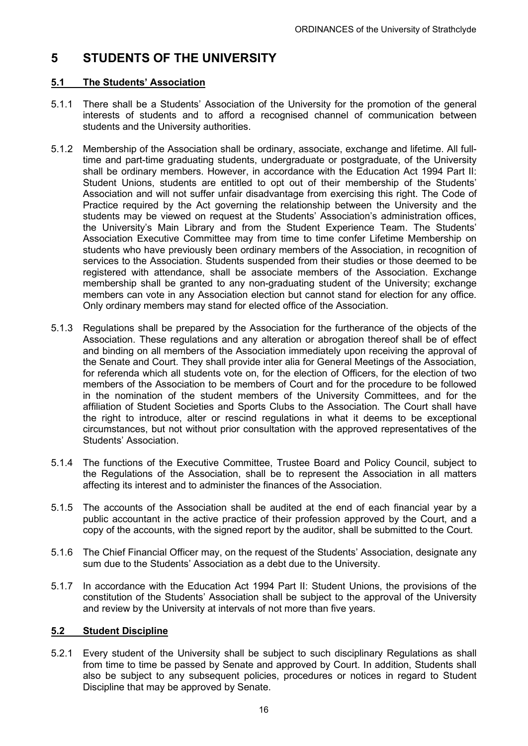# 5 STUDENTS OF THE UNIVERSITY

## 5.1 The Students' Association

5.1.1 There shall be a Students' Association of the University for the promotion of the general interests of students and to afford a recognised channel of communication between students and the University authorities.

5.1.2 Membership of the Association shall be ordinary, associate, exchange and lifetime. All full-time and part-time graduating students, undergraduate or postgraduate, of the University shall be ordinary members. However, in accordance with the Education Act 1994 Part II: Student Unions, students are entitled to opt out of their membership of the Students' Association and will not suffer unfair disadvantage from exercising this right. The Code of Practice required by the Act governing the relationship between the University and the students may be viewed on request at the Students' Association's administration offices, the University's Main Library and from the Student Experience Team. The Students' Association Executive Committee may from time to time confer Lifetime Membership on students who have previously been ordinary members of the Association, in recognition of services to the Association. Students suspended from their studies or those deemed to be registered with attendance, shall be associate members of the Association. Exchange membership shall be granted to any non-graduating student of the University; exchange members can vote in any Association election but cannot stand for election for any office. Only ordinary members may stand for elected office of the Association.

5.1.3 Regulations shall be prepared by the Association for the furtherance of the objects of the Association. These regulations and any alteration or abrogation thereof shall be of effect and binding on all members of the Association immediately upon receiving the approval of the Senate and Court. They shall provide inter alia for General Meetings of the Association, for referenda which all students vote on, for the election of Officers, for the election of two members of the Association to be members of Court and for the procedure to be followed in the nomination of the student members of the University Committees, and for the affiliation of Student Societies and Sports Clubs to the Association. The Court shall have the right to introduce, alter or rescind regulations in what it deems to be exceptional circumstances, but not without prior consultation with the approved representatives of the Students' Association.

5.1.4 The functions of the Executive Committee, Trustee Board and Policy Council, subject to the Regulations of the Association, shall be to represent the Association in all matters affecting its interest and to administer the finances of the Association.

5.1.5 The accounts of the Association shall be audited at the end of each financial year by a public accountant in the active practice of their profession approved by the Court, and a copy of the accounts, with the signed report by the auditor, shall be submitted to the Court.

5.1.6 The Chief Financial Officer may, on the request of the Students' Association, designate any sum due to the Students' Association as a debt due to the University.

5.1.7 In accordance with the Education Act 1994 Part II: Student Unions, the provisions of the constitution of the Students' Association shall be subject to the approval of the University and review by the University at intervals of not more than five years.

## 5.2 Student Discipline

5.2.1 Every student of the University shall be subject to such disciplinary Regulations as shall from time to time be passed by Senate and approved by Court. In addition, Students shall also be subject to any subsequent policies, procedures or notices in regard to Student Discipline that may be approved by Senate.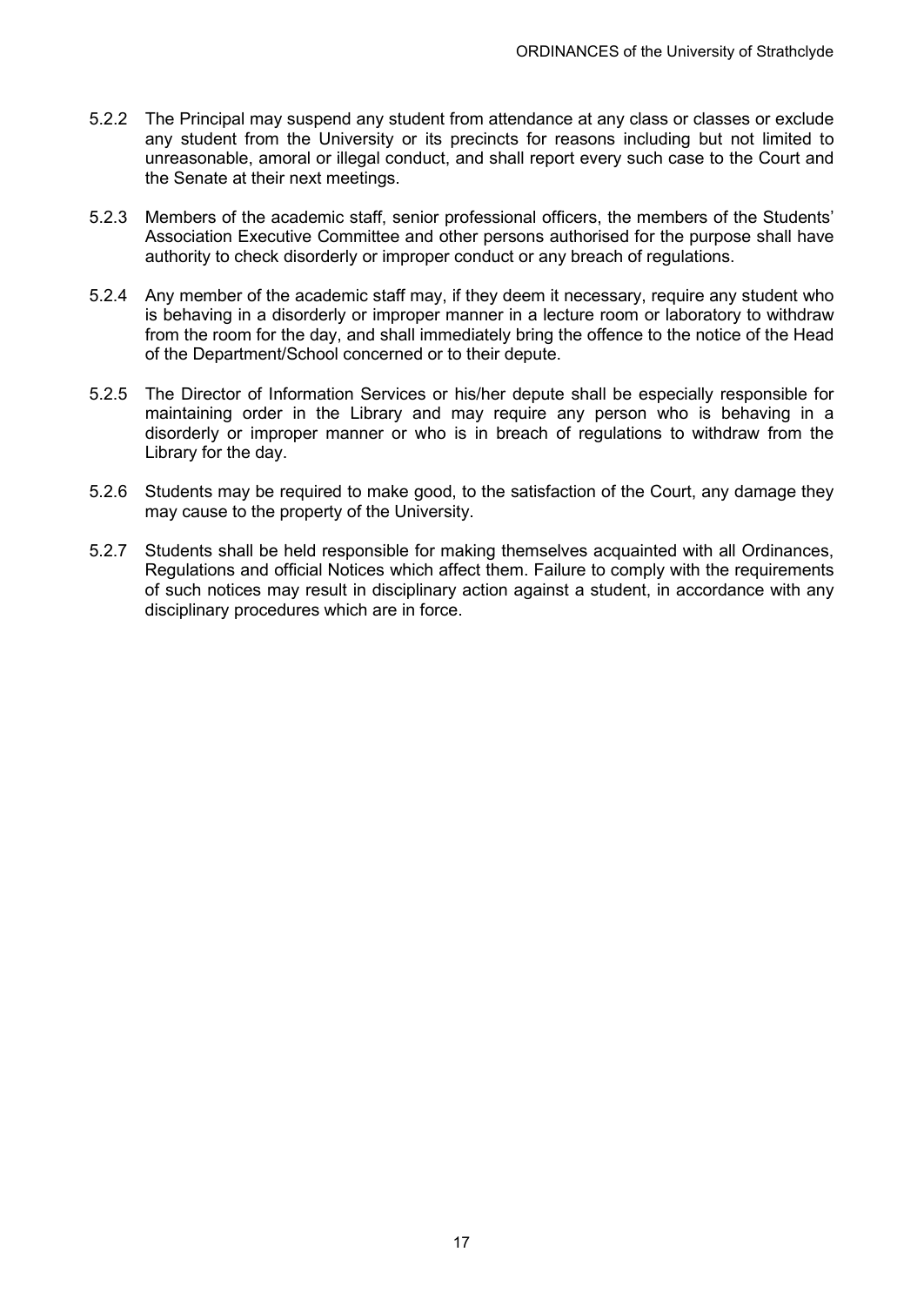5.2.2 The Principal may suspend any student from attendance at any class or classes or exclude any student from the University or its precincts for reasons including but not limited to unreasonable, amoral or illegal conduct, and shall report every such case to the Court and the Senate at their next meetings.

5.2.3 Members of the academic staff, senior professional officers, the members of the Students' Association Executive Committee and other persons authorised for the purpose shall have authority to check disorderly or improper conduct or any breach of regulations.

5.2.4 Any member of the academic staff may, if they deem it necessary, require any student who is behaving in a disorderly or improper manner in a lecture room or laboratory to withdraw from the room for the day, and shall immediately bring the offence to the notice of the Head of the Department/School concerned or to their depute.

5.2.5 The Director of Information Services or his/her depute shall be especially responsible for maintaining order in the Library and may require any person who is behaving in a disorderly or improper manner or who is in breach of regulations to withdraw from the Library for the day.

5.2.6 Students may be required to make good, to the satisfaction of the Court, any damage they may cause to the property of the University.

5.2.7 Students shall be held responsible for making themselves acquainted with all Ordinances, Regulations and official Notices which affect them. Failure to comply with the requirements of such notices may result in disciplinary action against a student, in accordance with any disciplinary procedures which are in force.